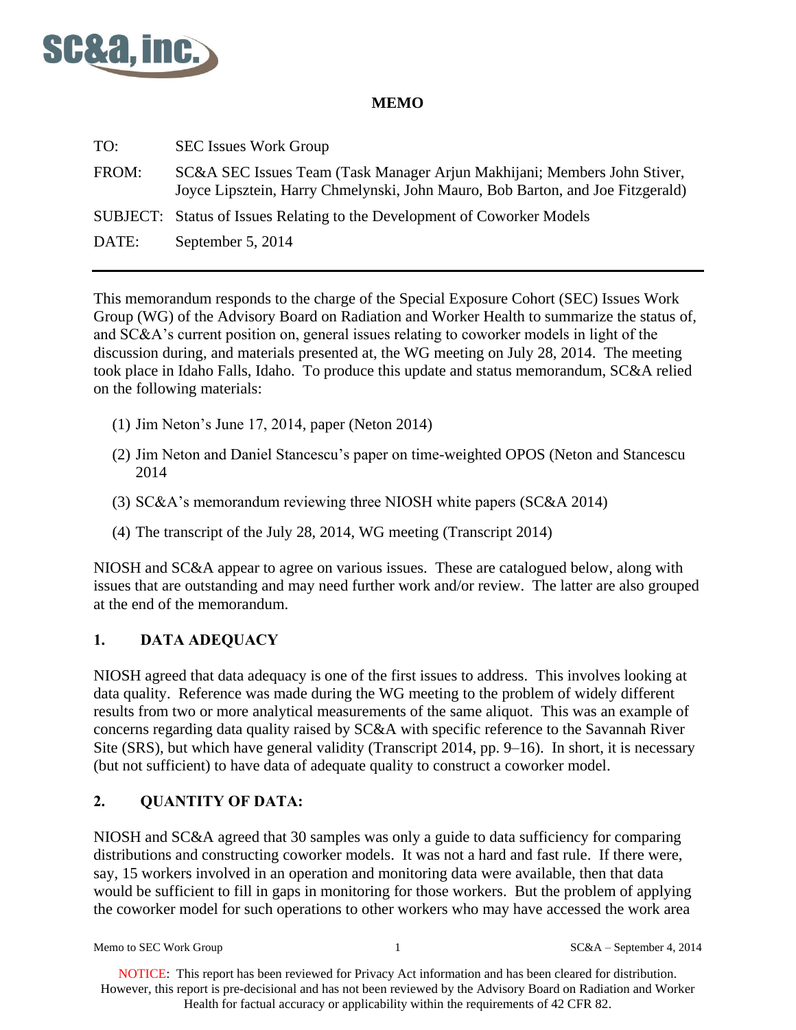**MEMO**

TO: SEC Issues Work Group

FROM: SC&A SEC Issues Team (Task Manager Arjun Makhijani; Members John Stiver, Joyce Lipsztein, Harry Chmelynski, John Mauro, Bob Barton, and Joe Fitzgerald)

SUBJECT: Status of Issues Relating to the Development of Coworker Models

DATE: September 5, 2014

---

This memorandum responds to the charge of the Special Exposure Cohort (SEC) Issues Work Group (WG) of the Advisory Board on Radiation and Worker Health to summarize the status of, and SC&A's current position on, general issues relating to coworker models in light of the discussion during, and materials presented at, the WG meeting on July 28, 2014. The meeting took place in Idaho Falls, Idaho. To produce this update and status memorandum, SC&A relied on the following materials:

(1) Jim Neton's June 17, 2014, paper (Neton 2014)

(2) Jim Neton and Daniel Stancescu's paper on time-weighted OPOS (Neton and Stancescu 2014

(3) SC&A's memorandum reviewing three NIOSH white papers (SC&A 2014)

(4) The transcript of the July 28, 2014, WG meeting (Transcript 2014)

NIOSH and SC&A appear to agree on various issues. These are catalogued below, along with issues that are outstanding and may need further work and/or review. The latter are also grouped at the end of the memorandum.

## 1. DATA ADEQUACY

NIOSH agreed that data adequacy is one of the first issues to address. This involves looking at data quality. Reference was made during the WG meeting to the problem of widely different results from two or more analytical measurements of the same aliquot. This was an example of concerns regarding data quality raised by SC&A with specific reference to the Savannah River Site (SRS), but which have general validity (Transcript 2014, pp. 9–16). In short, it is necessary (but not sufficient) to have data of adequate quality to construct a coworker model.

## 2. QUANTITY OF DATA:

NIOSH and SC&A agreed that 30 samples was only a guide to data sufficiency for comparing distributions and constructing coworker models. It was not a hard and fast rule. If there were, say, 15 workers involved in an operation and monitoring data were available, then that data would be sufficient to fill in gaps in monitoring for those workers. But the problem of applying the coworker model for such operations to other workers who may have accessed the work area

NOTICE: This report has been reviewed for Privacy Act information and has been cleared for distribution. However, this report is pre-decisional and has not been reviewed by the Advisory Board on Radiation and Worker Health for factual accuracy or applicability within the requirements of 42 CFR 82.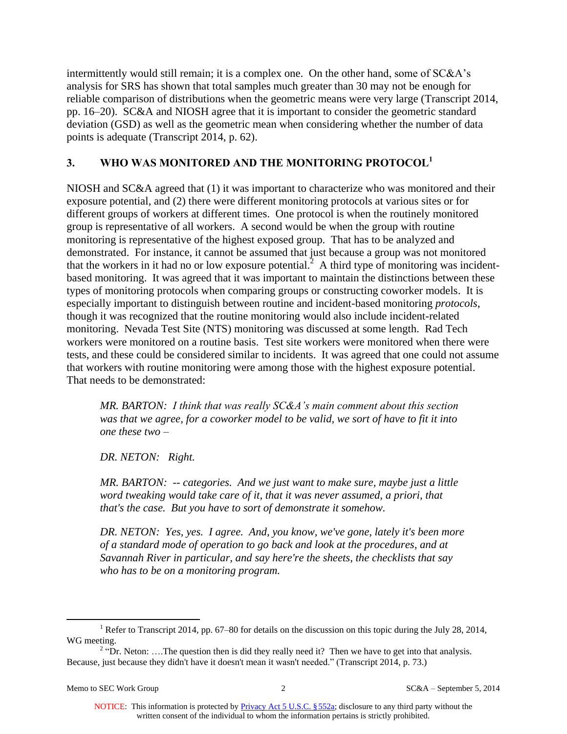intermittently would still remain; it is a complex one. On the other hand, some of SC&A's analysis for SRS has shown that total samples much greater than 30 may not be enough for reliable comparison of distributions when the geometric means were very large (Transcript 2014, pp. 16–20). SC&A and NIOSH agree that it is important to consider the geometric standard deviation (GSD) as well as the geometric mean when considering whether the number of data points is adequate (Transcript 2014, p. 62).

## 3. WHO WAS MONITORED AND THE MONITORING PROTOCOL[1]

NIOSH and SC&A agreed that (1) it was important to characterize who was monitored and their exposure potential, and (2) there were different monitoring protocols at various sites or for different groups of workers at different times. One protocol is when the routinely monitored group is representative of all workers. A second would be when the group with routine monitoring is representative of the highest exposed group. That has to be analyzed and demonstrated. For instance, it cannot be assumed that just because a group was not monitored that the workers in it had no or low exposure potential.[2] A third type of monitoring was incident-based monitoring. It was agreed that it was important to maintain the distinctions between these types of monitoring protocols when comparing groups or constructing coworker models. It is especially important to distinguish between routine and incident-based monitoring *protocols*, though it was recognized that the routine monitoring would also include incident-related monitoring. Nevada Test Site (NTS) monitoring was discussed at some length. Rad Tech workers were monitored on a routine basis. Test site workers were monitored when there were tests, and these could be considered similar to incidents. It was agreed that one could not assume that workers with routine monitoring were among those with the highest exposure potential. That needs to be demonstrated:

> *MR. BARTON: I think that was really SC&A's main comment about this section was that we agree, for a coworker model to be valid, we sort of have to fit it into one these two –*
>
> *DR. NETON: Right.*
>
> *MR. BARTON: -- categories. And we just want to make sure, maybe just a little word tweaking would take care of it, that it was never assumed, a priori, that that's the case. But you have to sort of demonstrate it somehow.*
>
> *DR. NETON: Yes, yes. I agree. And, you know, we've gone, lately it's been more of a standard mode of operation to go back and look at the procedures, and at Savannah River in particular, and say here're the sheets, the checklists that say who has to be on a monitoring program.*

---

[1] Refer to Transcript 2014, pp. 67–80 for details on the discussion on this topic during the July 28, 2014, WG meeting.

[2] "Dr. Neton: ….The question then is did they really need it? Then we have to get into that analysis. Because, just because they didn't have it doesn't mean it wasn't needed." (Transcript 2014, p. 73.)

NOTICE: This information is protected by Privacy Act 5 U.S.C. §552a; disclosure to any third party without the written consent of the individual to whom the information pertains is strictly prohibited.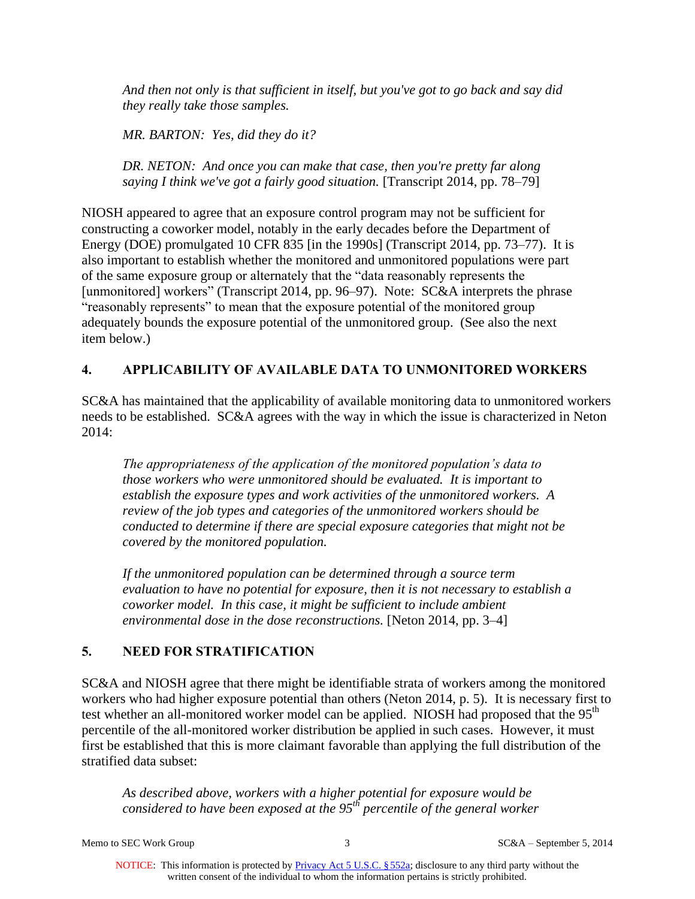*And then not only is that sufficient in itself, but you've got to go back and say did they really take those samples.*

*MR. BARTON: Yes, did they do it?*

*DR. NETON: And once you can make that case, then you're pretty far along saying I think we've got a fairly good situation.* [Transcript 2014, pp. 78–79]

NIOSH appeared to agree that an exposure control program may not be sufficient for constructing a coworker model, notably in the early decades before the Department of Energy (DOE) promulgated 10 CFR 835 [in the 1990s] (Transcript 2014, pp. 73–77). It is also important to establish whether the monitored and unmonitored populations were part of the same exposure group or alternately that the "data reasonably represents the [unmonitored] workers" (Transcript 2014, pp. 96–97). Note: SC&A interprets the phrase "reasonably represents" to mean that the exposure potential of the monitored group adequately bounds the exposure potential of the unmonitored group. (See also the next item below.)

## 4. APPLICABILITY OF AVAILABLE DATA TO UNMONITORED WORKERS

SC&A has maintained that the applicability of available monitoring data to unmonitored workers needs to be established. SC&A agrees with the way in which the issue is characterized in Neton 2014:

*The appropriateness of the application of the monitored population's data to those workers who were unmonitored should be evaluated. It is important to establish the exposure types and work activities of the unmonitored workers. A review of the job types and categories of the unmonitored workers should be conducted to determine if there are special exposure categories that might not be covered by the monitored population.*

*If the unmonitored population can be determined through a source term evaluation to have no potential for exposure, then it is not necessary to establish a coworker model. In this case, it might be sufficient to include ambient environmental dose in the dose reconstructions.* [Neton 2014, pp. 3–4]

## 5. NEED FOR STRATIFICATION

SC&A and NIOSH agree that there might be identifiable strata of workers among the monitored workers who had higher exposure potential than others (Neton 2014, p. 5). It is necessary first to test whether an all-monitored worker model can be applied. NIOSH had proposed that the 95th percentile of the all-monitored worker distribution be applied in such cases. However, it must first be established that this is more claimant favorable than applying the full distribution of the stratified data subset:

*As described above, workers with a higher potential for exposure would be considered to have been exposed at the 95th percentile of the general worker*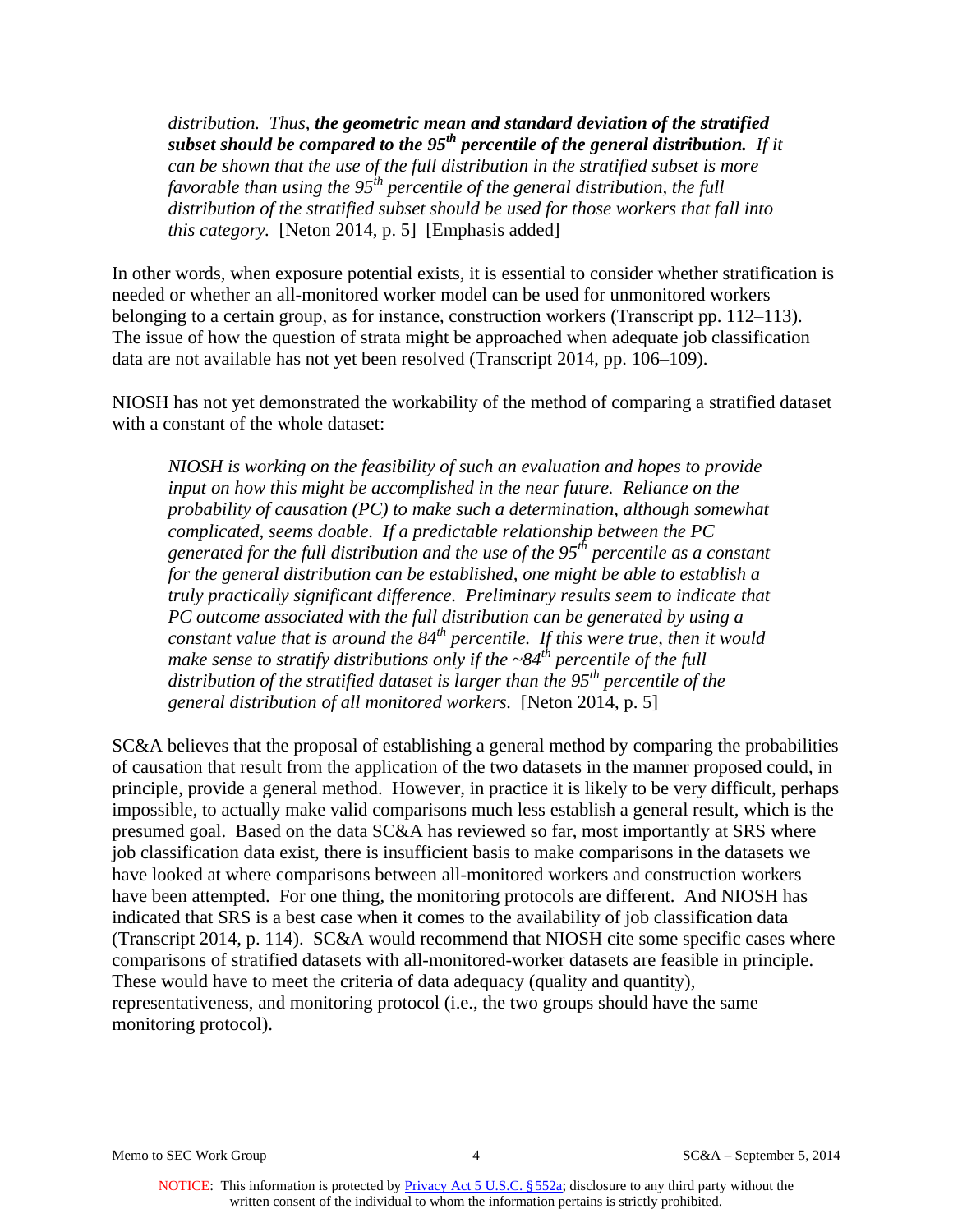> *distribution. Thus,* ***the geometric mean and standard deviation of the stratified subset should be compared to the 95th percentile of the general distribution.*** *If it can be shown that the use of the full distribution in the stratified subset is more favorable than using the 95th percentile of the general distribution, the full distribution of the stratified subset should be used for those workers that fall into this category.* [Neton 2014, p. 5] [Emphasis added]

In other words, when exposure potential exists, it is essential to consider whether stratification is needed or whether an all-monitored worker model can be used for unmonitored workers belonging to a certain group, as for instance, construction workers (Transcript pp. 112–113). The issue of how the question of strata might be approached when adequate job classification data are not available has not yet been resolved (Transcript 2014, pp. 106–109).

NIOSH has not yet demonstrated the workability of the method of comparing a stratified dataset with a constant of the whole dataset:

> *NIOSH is working on the feasibility of such an evaluation and hopes to provide input on how this might be accomplished in the near future. Reliance on the probability of causation (PC) to make such a determination, although somewhat complicated, seems doable. If a predictable relationship between the PC generated for the full distribution and the use of the 95th percentile as a constant for the general distribution can be established, one might be able to establish a truly practically significant difference. Preliminary results seem to indicate that PC outcome associated with the full distribution can be generated by using a constant value that is around the 84th percentile. If this were true, then it would make sense to stratify distributions only if the ~84th percentile of the full distribution of the stratified dataset is larger than the 95th percentile of the general distribution of all monitored workers.* [Neton 2014, p. 5]

SC&A believes that the proposal of establishing a general method by comparing the probabilities of causation that result from the application of the two datasets in the manner proposed could, in principle, provide a general method. However, in practice it is likely to be very difficult, perhaps impossible, to actually make valid comparisons much less establish a general result, which is the presumed goal. Based on the data SC&A has reviewed so far, most importantly at SRS where job classification data exist, there is insufficient basis to make comparisons in the datasets we have looked at where comparisons between all-monitored workers and construction workers have been attempted. For one thing, the monitoring protocols are different. And NIOSH has indicated that SRS is a best case when it comes to the availability of job classification data (Transcript 2014, p. 114). SC&A would recommend that NIOSH cite some specific cases where comparisons of stratified datasets with all-monitored-worker datasets are feasible in principle. These would have to meet the criteria of data adequacy (quality and quantity), representativeness, and monitoring protocol (i.e., the two groups should have the same monitoring protocol).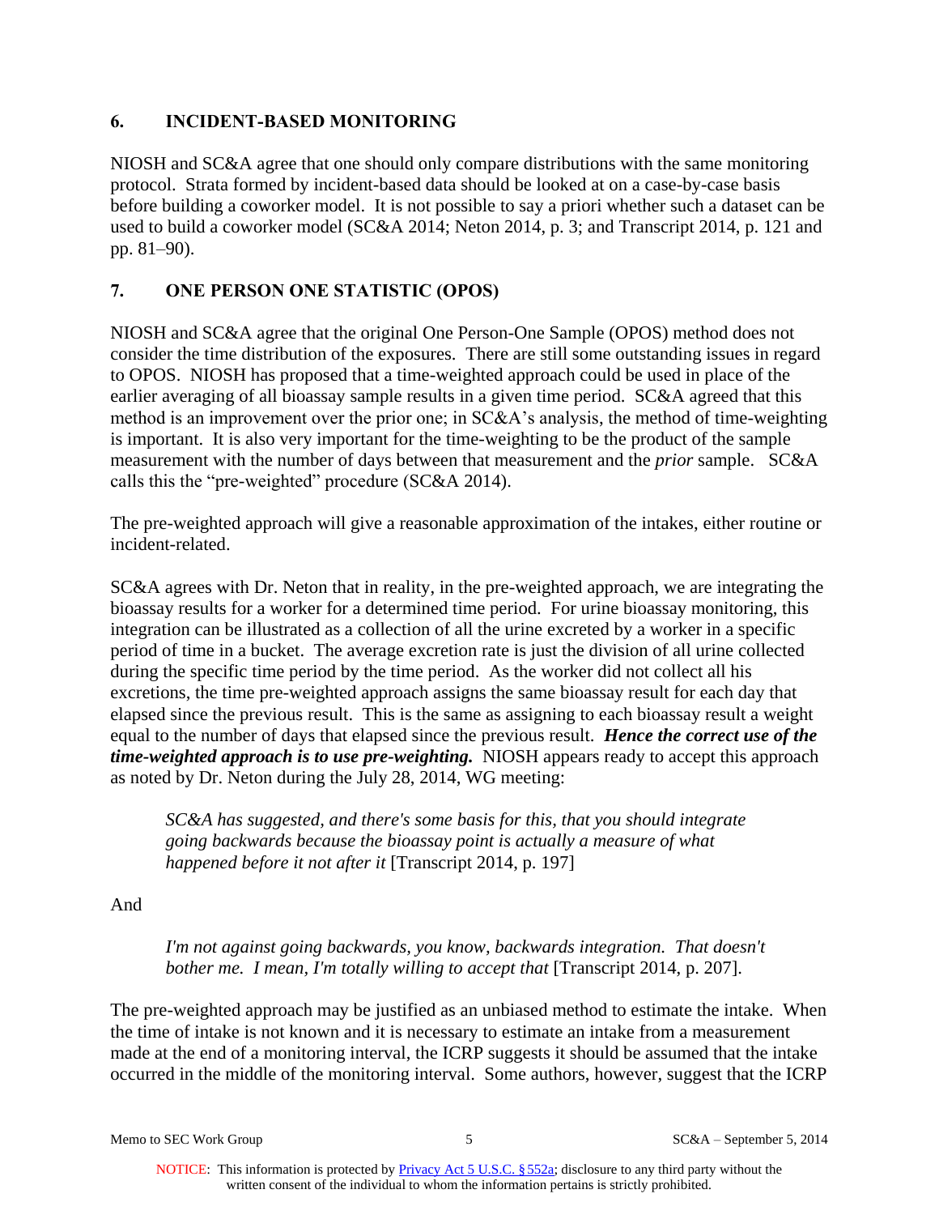## 6. INCIDENT-BASED MONITORING

NIOSH and SC&A agree that one should only compare distributions with the same monitoring protocol. Strata formed by incident-based data should be looked at on a case-by-case basis before building a coworker model. It is not possible to say a priori whether such a dataset can be used to build a coworker model (SC&A 2014; Neton 2014, p. 3; and Transcript 2014, p. 121 and pp. 81–90).

## 7. ONE PERSON ONE STATISTIC (OPOS)

NIOSH and SC&A agree that the original One Person-One Sample (OPOS) method does not consider the time distribution of the exposures. There are still some outstanding issues in regard to OPOS. NIOSH has proposed that a time-weighted approach could be used in place of the earlier averaging of all bioassay sample results in a given time period. SC&A agreed that this method is an improvement over the prior one; in SC&A's analysis, the method of time-weighting is important. It is also very important for the time-weighting to be the product of the sample measurement with the number of days between that measurement and the *prior* sample. SC&A calls this the "pre-weighted" procedure (SC&A 2014).

The pre-weighted approach will give a reasonable approximation of the intakes, either routine or incident-related.

SC&A agrees with Dr. Neton that in reality, in the pre-weighted approach, we are integrating the bioassay results for a worker for a determined time period. For urine bioassay monitoring, this integration can be illustrated as a collection of all the urine excreted by a worker in a specific period of time in a bucket. The average excretion rate is just the division of all urine collected during the specific time period by the time period. As the worker did not collect all his excretions, the time pre-weighted approach assigns the same bioassay result for each day that elapsed since the previous result. This is the same as assigning to each bioassay result a weight equal to the number of days that elapsed since the previous result. ***Hence the correct use of the time-weighted approach is to use pre-weighting.*** NIOSH appears ready to accept this approach as noted by Dr. Neton during the July 28, 2014, WG meeting:

> *SC&A has suggested, and there's some basis for this, that you should integrate going backwards because the bioassay point is actually a measure of what happened before it not after it* [Transcript 2014, p. 197]

And

> *I'm not against going backwards, you know, backwards integration. That doesn't bother me. I mean, I'm totally willing to accept that* [Transcript 2014, p. 207].

The pre-weighted approach may be justified as an unbiased method to estimate the intake. When the time of intake is not known and it is necessary to estimate an intake from a measurement made at the end of a monitoring interval, the ICRP suggests it should be assumed that the intake occurred in the middle of the monitoring interval. Some authors, however, suggest that the ICRP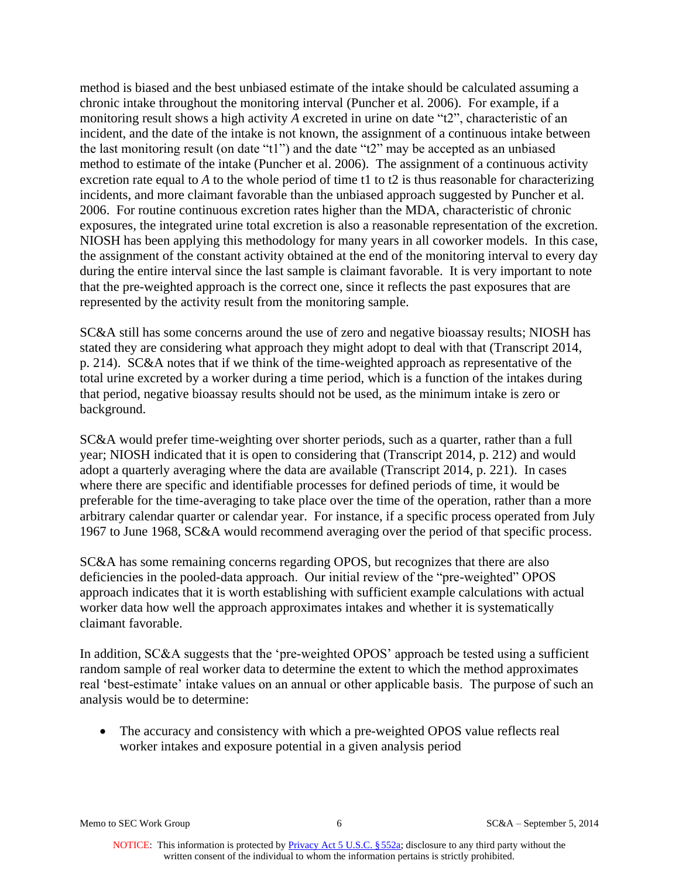method is biased and the best unbiased estimate of the intake should be calculated assuming a chronic intake throughout the monitoring interval (Puncher et al. 2006). For example, if a monitoring result shows a high activity *A* excreted in urine on date "t2", characteristic of an incident, and the date of the intake is not known, the assignment of a continuous intake between the last monitoring result (on date "t1") and the date "t2" may be accepted as an unbiased method to estimate of the intake (Puncher et al. 2006). The assignment of a continuous activity excretion rate equal to *A* to the whole period of time t1 to t2 is thus reasonable for characterizing incidents, and more claimant favorable than the unbiased approach suggested by Puncher et al. 2006. For routine continuous excretion rates higher than the MDA, characteristic of chronic exposures, the integrated urine total excretion is also a reasonable representation of the excretion. NIOSH has been applying this methodology for many years in all coworker models. In this case, the assignment of the constant activity obtained at the end of the monitoring interval to every day during the entire interval since the last sample is claimant favorable. It is very important to note that the pre-weighted approach is the correct one, since it reflects the past exposures that are represented by the activity result from the monitoring sample.

SC&A still has some concerns around the use of zero and negative bioassay results; NIOSH has stated they are considering what approach they might adopt to deal with that (Transcript 2014, p. 214). SC&A notes that if we think of the time-weighted approach as representative of the total urine excreted by a worker during a time period, which is a function of the intakes during that period, negative bioassay results should not be used, as the minimum intake is zero or background.

SC&A would prefer time-weighting over shorter periods, such as a quarter, rather than a full year; NIOSH indicated that it is open to considering that (Transcript 2014, p. 212) and would adopt a quarterly averaging where the data are available (Transcript 2014, p. 221). In cases where there are specific and identifiable processes for defined periods of time, it would be preferable for the time-averaging to take place over the time of the operation, rather than a more arbitrary calendar quarter or calendar year. For instance, if a specific process operated from July 1967 to June 1968, SC&A would recommend averaging over the period of that specific process.

SC&A has some remaining concerns regarding OPOS, but recognizes that there are also deficiencies in the pooled-data approach. Our initial review of the "pre-weighted" OPOS approach indicates that it is worth establishing with sufficient example calculations with actual worker data how well the approach approximates intakes and whether it is systematically claimant favorable.

In addition, SC&A suggests that the 'pre-weighted OPOS' approach be tested using a sufficient random sample of real worker data to determine the extent to which the method approximates real 'best-estimate' intake values on an annual or other applicable basis. The purpose of such an analysis would be to determine:

- The accuracy and consistency with which a pre-weighted OPOS value reflects real worker intakes and exposure potential in a given analysis period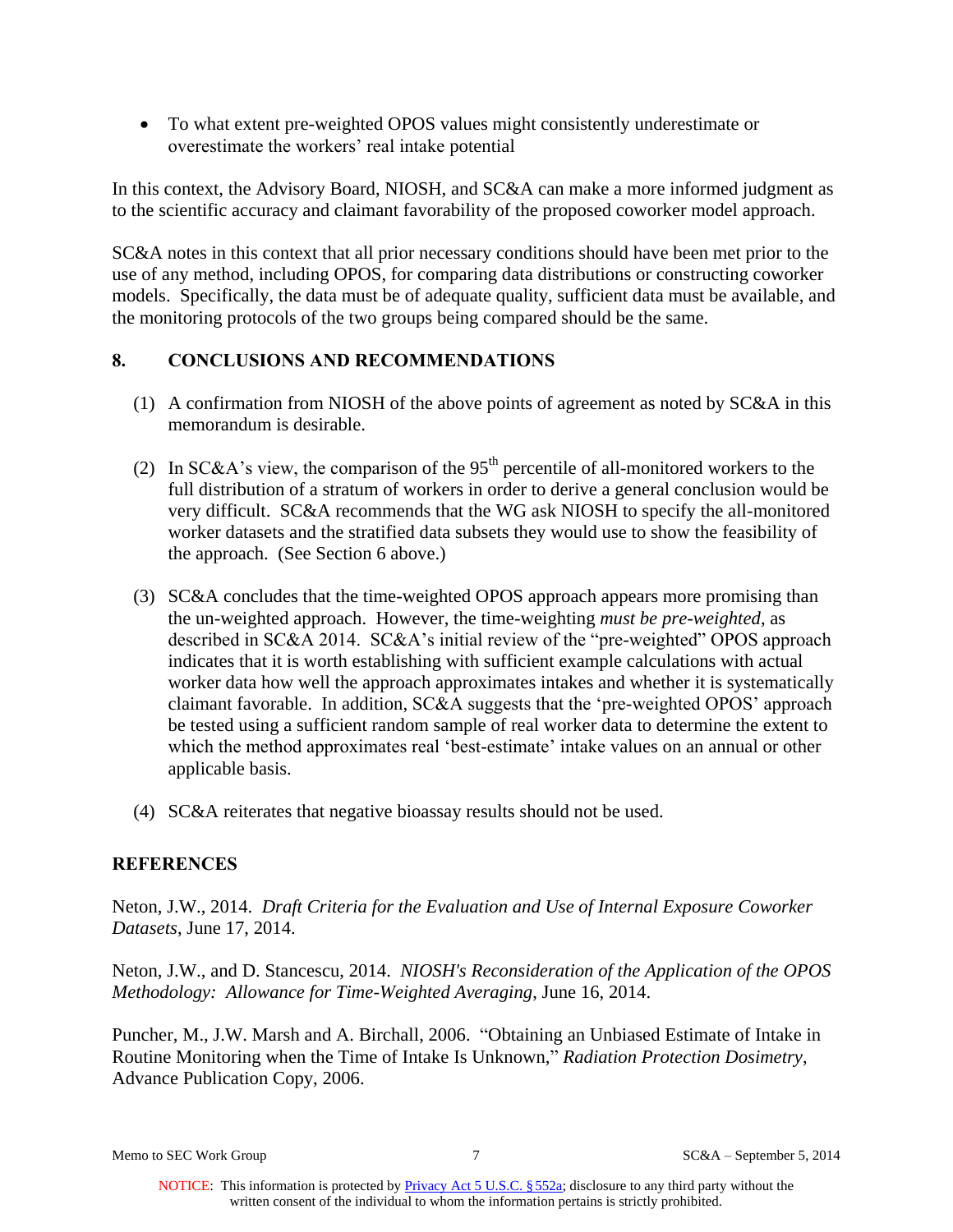- To what extent pre-weighted OPOS values might consistently underestimate or overestimate the workers' real intake potential

In this context, the Advisory Board, NIOSH, and SC&A can make a more informed judgment as to the scientific accuracy and claimant favorability of the proposed coworker model approach.

SC&A notes in this context that all prior necessary conditions should have been met prior to the use of any method, including OPOS, for comparing data distributions or constructing coworker models. Specifically, the data must be of adequate quality, sufficient data must be available, and the monitoring protocols of the two groups being compared should be the same.

## 8. CONCLUSIONS AND RECOMMENDATIONS

(1) A confirmation from NIOSH of the above points of agreement as noted by SC&A in this memorandum is desirable.

(2) In SC&A's view, the comparison of the $95^{th}$ percentile of all-monitored workers to the full distribution of a stratum of workers in order to derive a general conclusion would be very difficult. SC&A recommends that the WG ask NIOSH to specify the all-monitored worker datasets and the stratified data subsets they would use to show the feasibility of the approach. (See Section 6 above.)

(3) SC&A concludes that the time-weighted OPOS approach appears more promising than the un-weighted approach. However, the time-weighting *must be pre-weighted*, as described in SC&A 2014. SC&A's initial review of the "pre-weighted" OPOS approach indicates that it is worth establishing with sufficient example calculations with actual worker data how well the approach approximates intakes and whether it is systematically claimant favorable. In addition, SC&A suggests that the 'pre-weighted OPOS' approach be tested using a sufficient random sample of real worker data to determine the extent to which the method approximates real 'best-estimate' intake values on an annual or other applicable basis.

(4) SC&A reiterates that negative bioassay results should not be used.

## REFERENCES

Neton, J.W., 2014. *Draft Criteria for the Evaluation and Use of Internal Exposure Coworker Datasets*, June 17, 2014.

Neton, J.W., and D. Stancescu, 2014. *NIOSH's Reconsideration of the Application of the OPOS Methodology: Allowance for Time-Weighted Averaging*, June 16, 2014.

Puncher, M., J.W. Marsh and A. Birchall, 2006. "Obtaining an Unbiased Estimate of Intake in Routine Monitoring when the Time of Intake Is Unknown," *Radiation Protection Dosimetry*, Advance Publication Copy, 2006.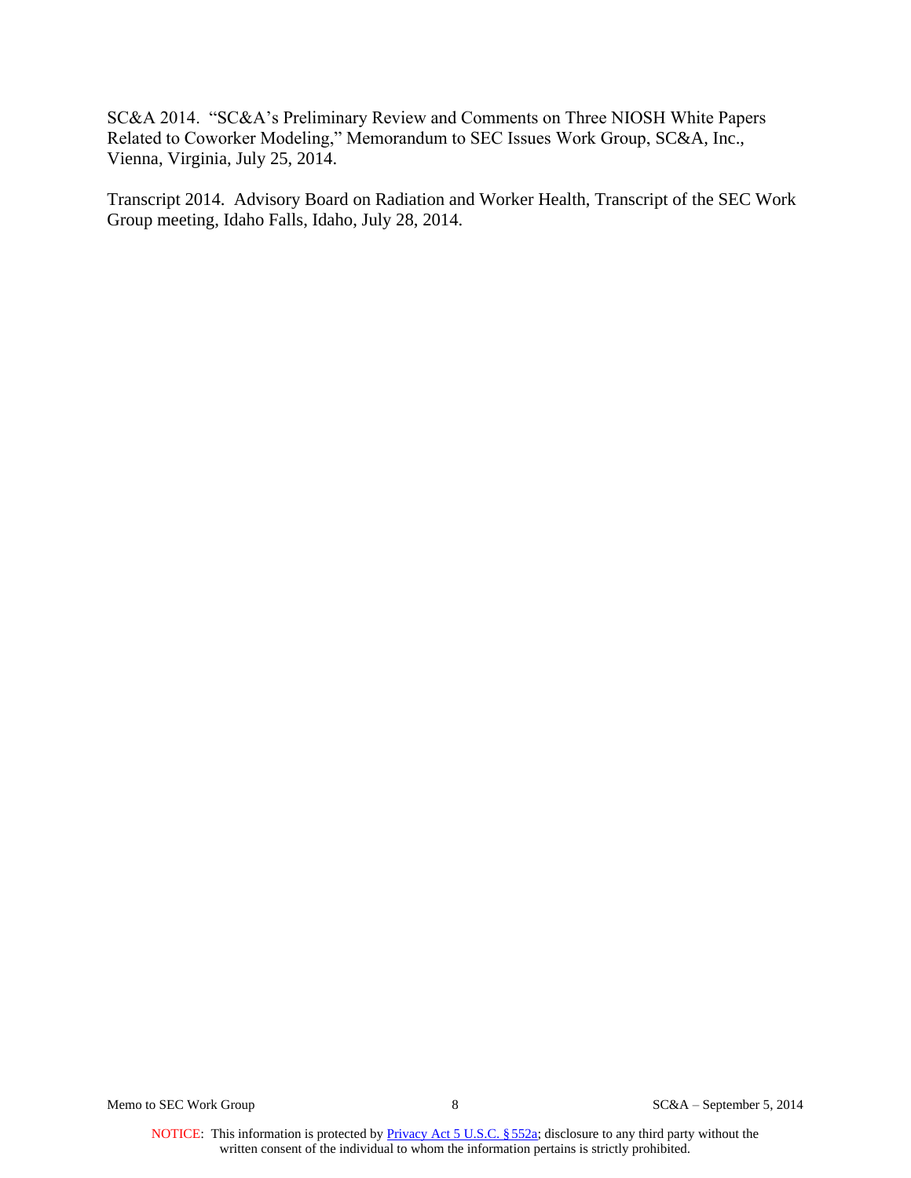SC&A 2014. "SC&A's Preliminary Review and Comments on Three NIOSH White Papers Related to Coworker Modeling," Memorandum to SEC Issues Work Group, SC&A, Inc., Vienna, Virginia, July 25, 2014.

Transcript 2014. Advisory Board on Radiation and Worker Health, Transcript of the SEC Work Group meeting, Idaho Falls, Idaho, July 28, 2014.